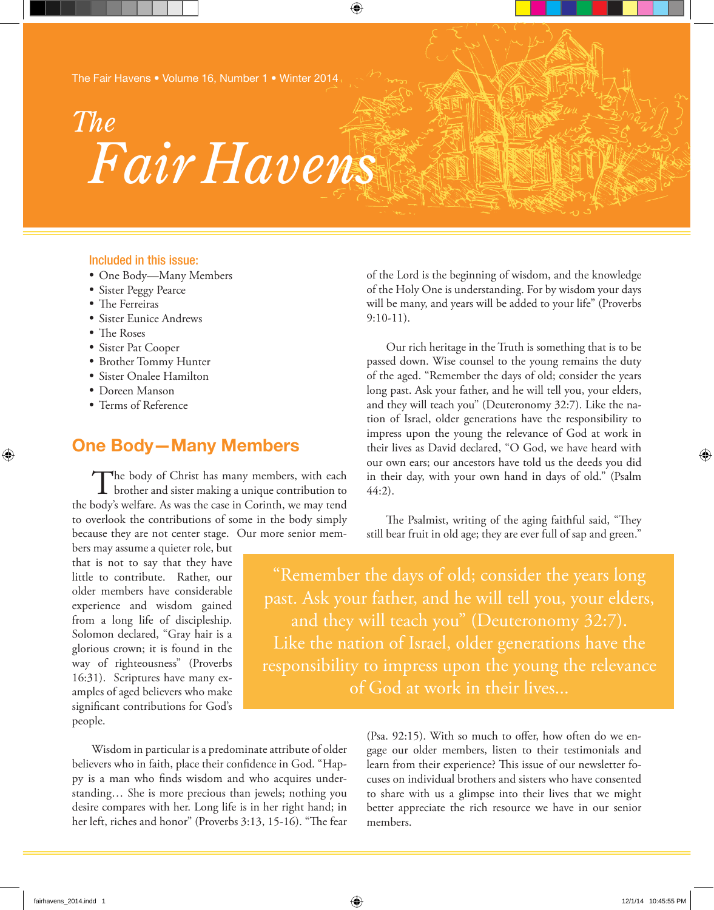The Fair Havens • Volume 16, Number 1 • Winter 2014

# The Fair Havens

**Included in this issue:**

- One Body—Many Members
- Sister Peggy Pearce
- The Ferreiras
- Sister Eunice Andrews
- The Roses
- Sister Pat Cooper
- Brother Tommy Hunter
- Sister Onalee Hamilton
- Doreen Manson
- Terms of Reference

## One Body—Many Members

The body of Christ has many members, with each brother and sister making a unique contribution to the body's welfare. As was the case in Corinth, we may tend to overlook the contributions of some in the body simply because they are not center stage. Our more senior members may assume a quieter role, but that is not to say that they have little to contribute. Rather, our older members have considerable experience and wisdom gained from a long life of discipleship. Solomon declared, "Gray hair is a glorious crown; it is found in the way of righteousness" (Proverbs 16:31). Scriptures have many examples of aged believers who make significant contributions for God's people.

Wisdom in particular is a predominate attribute of older believers who in faith, place their confidence in God. "Happy is a man who finds wisdom and who acquires understanding… She is more precious than jewels; nothing you desire compares with her. Long life is in her right hand; in her left, riches and honor" (Proverbs 3:13, 15-16). "The fear of the Lord is the beginning of wisdom, and the knowledge of the Holy One is understanding. For by wisdom your days will be many, and years will be added to your life" (Proverbs 9:10-11).

Our rich heritage in the Truth is something that is to be passed down. Wise counsel to the young remains the duty of the aged. "Remember the days of old; consider the years long past. Ask your father, and he will tell you, your elders, and they will teach you" (Deuteronomy 32:7). Like the nation of Israel, older generations have the responsibility to impress upon the young the relevance of God at work in their lives as David declared, "O God, we have heard with our own ears; our ancestors have told us the deeds you did in their day, with your own hand in days of old." (Psalm 44:2).

The Psalmist, writing of the aging faithful said, "They still bear fruit in old age; they are ever full of sap and green." (Psa. 92:15). With so much to offer, how often do we engage our older members, listen to their testimonials and learn from their experience? This issue of our newsletter focuses on individual brothers and sisters who have consented to share with us a glimpse into their lives that we might better appreciate the rich resource we have in our senior members.

> "Remember the days of old; consider the years long past. Ask your father, and he will tell you, your elders, and they will teach you" (Deuteronomy 32:7). Like the nation of Israel, older generations have the responsibility to impress upon the young the relevance of God at work in their lives...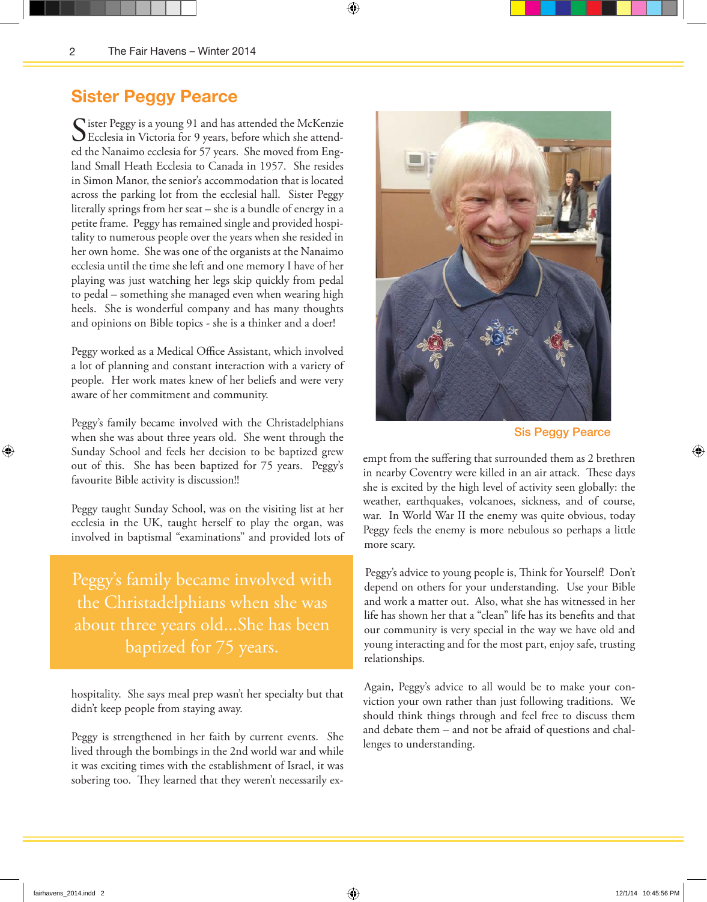## Sister Peggy Pearce

Sister Peggy is a young 91 and has attended the McKenzie Ecclesia in Victoria for 9 years, before which she attended the Nanaimo ecclesia for 57 years. She moved from England Small Heath Ecclesia to Canada in 1957. She resides in Simon Manor, the senior's accommodation that is located across the parking lot from the ecclesial hall. Sister Peggy literally springs from her seat – she is a bundle of energy in a petite frame. Peggy has remained single and provided hospitality to numerous people over the years when she resided in her own home. She was one of the organists at the Nanaimo ecclesia until the time she left and one memory I have of her playing was just watching her legs skip quickly from pedal to pedal – something she managed even when wearing high heels. She is wonderful company and has many thoughts and opinions on Bible topics - she is a thinker and a doer!

Peggy worked as a Medical Office Assistant, which involved a lot of planning and constant interaction with a variety of people. Her work mates knew of her beliefs and were very aware of her commitment and community.

Peggy's family became involved with the Christadelphians when she was about three years old. She went through the Sunday School and feels her decision to be baptized grew out of this. She has been baptized for 75 years. Peggy's favourite Bible activity is discussion!!

Peggy taught Sunday School, was on the visiting list at her ecclesia in the UK, taught herself to play the organ, was involved in baptismal "examinations" and provided lots of hospitality. She says meal prep wasn't her specialty but that didn't keep people from staying away.

> Peggy's family became involved with the Christadelphians when she was about three years old...She has been baptized for 75 years.

Peggy is strengthened in her faith by current events. She lived through the bombings in the 2nd world war and while it was exciting times with the establishment of Israel, it was sobering too. They learned that they weren't necessarily exempt from the suffering that surrounded them as 2 brethren in nearby Coventry were killed in an air attack. These days she is excited by the high level of activity seen globally: the weather, earthquakes, volcanoes, sickness, and of course, war. In World War II the enemy was quite obvious, today Peggy feels the enemy is more nebulous so perhaps a little more scary.

Sis Peggy Pearce

Peggy's advice to young people is, Think for Yourself! Don't depend on others for your understanding. Use your Bible and work a matter out. Also, what she has witnessed in her life has shown her that a "clean" life has its benefits and that our community is very special in the way we have old and young interacting and for the most part, enjoy safe, trusting relationships.

Again, Peggy's advice to all would be to make your conviction your own rather than just following traditions. We should think things through and feel free to discuss them and debate them – and not be afraid of questions and challenges to understanding.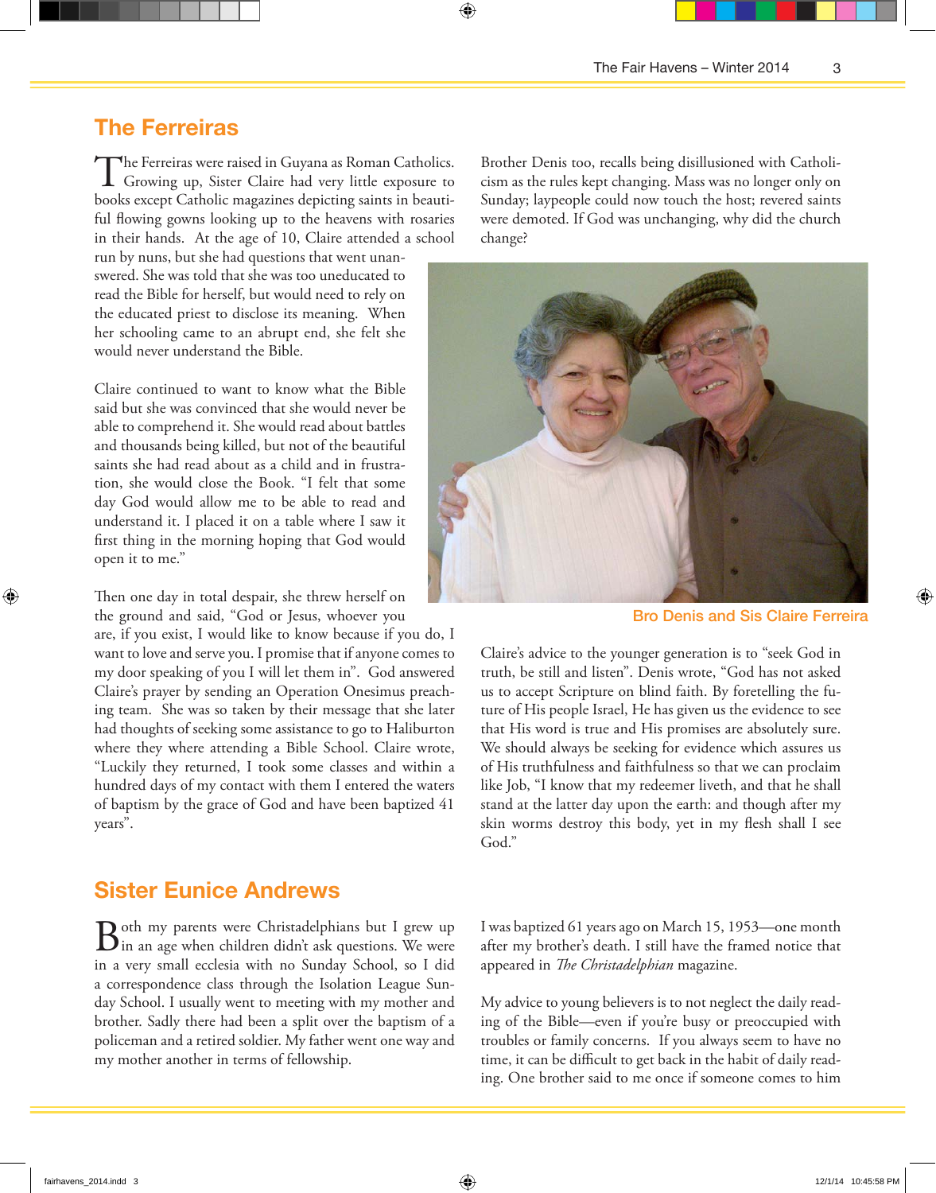## The Ferreiras

The Ferreiras were raised in Guyana as Roman Catholics. Growing up, Sister Claire had very little exposure to books except Catholic magazines depicting saints in beautiful flowing gowns looking up to the heavens with rosaries in their hands. At the age of 10, Claire attended a school run by nuns, but she had questions that went unanswered. She was told that she was too uneducated to read the Bible for herself, but would need to rely on the educated priest to disclose its meaning. When her schooling came to an abrupt end, she felt she would never understand the Bible.

Claire continued to want to know what the Bible said but she was convinced that she would never be able to comprehend it. She would read about battles and thousands being killed, but not of the beautiful saints she had read about as a child and in frustration, she would close the Book. "I felt that some day God would allow me to be able to read and understand it. I placed it on a table where I saw it first thing in the morning hoping that God would open it to me."

Then one day in total despair, she threw herself on the ground and said, "God or Jesus, whoever you are, if you exist, I would like to know because if you do, I want to love and serve you. I promise that if anyone comes to my door speaking of you I will let them in". God answered Claire's prayer by sending an Operation Onesimus preaching team. She was so taken by their message that she later had thoughts of seeking some assistance to go to Haliburton where they where attending a Bible School. Claire wrote, "Luckily they returned, I took some classes and within a hundred days of my contact with them I entered the waters of baptism by the grace of God and have been baptized 41 years".

Brother Denis too, recalls being disillusioned with Catholicism as the rules kept changing. Mass was no longer only on Sunday; laypeople could now touch the host; revered saints were demoted. If God was unchanging, why did the church change?

Bro Denis and Sis Claire Ferreira

Claire's advice to the younger generation is to "seek God in truth, be still and listen". Denis wrote, "God has not asked us to accept Scripture on blind faith. By foretelling the future of His people Israel, He has given us the evidence to see that His word is true and His promises are absolutely sure. We should always be seeking for evidence which assures us of His truthfulness and faithfulness so that we can proclaim like Job, "I know that my redeemer liveth, and that he shall stand at the latter day upon the earth: and though after my skin worms destroy this body, yet in my flesh shall I see God."

## Sister Eunice Andrews

Both my parents were Christadelphians but I grew up in an age when children didn't ask questions. We were in a very small ecclesia with no Sunday School, so I did a correspondence class through the Isolation League Sunday School. I usually went to meeting with my mother and brother. Sadly there had been a split over the baptism of a policeman and a retired soldier. My father went one way and my mother another in terms of fellowship.

I was baptized 61 years ago on March 15, 1953—one month after my brother's death. I still have the framed notice that appeared in *The Christadelphian* magazine.

My advice to young believers is to not neglect the daily reading of the Bible—even if you're busy or preoccupied with troubles or family concerns. If you always seem to have no time, it can be difficult to get back in the habit of daily reading. One brother said to me once if someone comes to him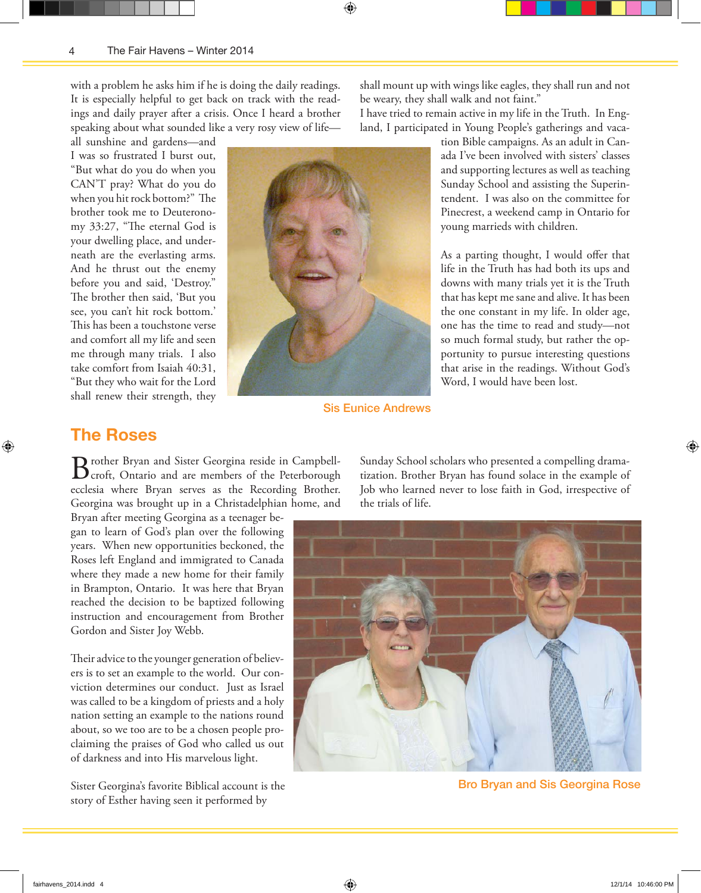with a problem he asks him if he is doing the daily readings. It is especially helpful to get back on track with the readings and daily prayer after a crisis. Once I heard a brother speaking about what sounded like a very rosy view of life—all sunshine and gardens—and I was so frustrated I burst out, "But what do you do when you CAN'T pray? What do you do when you hit rock bottom?" The brother took me to Deuteronomy 33:27, "The eternal God is your dwelling place, and underneath are the everlasting arms. And he thrust out the enemy before you and said, 'Destroy." The brother then said, 'But you see, you can't hit rock bottom.' This has been a touchstone verse and comfort all my life and seen me through many trials. I also take comfort from Isaiah 40:31, "But they who wait for the Lord shall renew their strength, they shall mount up with wings like eagles, they shall run and not be weary, they shall walk and not faint."

Sis Eunice Andrews

I have tried to remain active in my life in the Truth. In England, I participated in Young People's gatherings and vacation Bible campaigns. As an adult in Canada I've been involved with sisters' classes and supporting lectures as well as teaching Sunday School and assisting the Superintendent. I was also on the committee for Pinecrest, a weekend camp in Ontario for young marrieds with children.

As a parting thought, I would offer that life in the Truth has had both its ups and downs with many trials yet it is the Truth that has kept me sane and alive. It has been the one constant in my life. In older age, one has the time to read and study—not so much formal study, but rather the opportunity to pursue interesting questions that arise in the readings. Without God's Word, I would have been lost.

## The Roses

Brother Bryan and Sister Georgina reside in Campbellcroft, Ontario and are members of the Peterborough ecclesia where Bryan serves as the Recording Brother. Georgina was brought up in a Christadelphian home, and Bryan after meeting Georgina as a teenager began to learn of God's plan over the following years. When new opportunities beckoned, the Roses left England and immigrated to Canada where they made a new home for their family in Brampton, Ontario. It was here that Bryan reached the decision to be baptized following instruction and encouragement from Brother Gordon and Sister Joy Webb.

Their advice to the younger generation of believers is to set an example to the world. Our conviction determines our conduct. Just as Israel was called to be a kingdom of priests and a holy nation setting an example to the nations round about, so we too are to be a chosen people proclaiming the praises of God who called us out of darkness and into His marvelous light.

Sister Georgina's favorite Biblical account is the story of Esther having seen it performed by Sunday School scholars who presented a compelling dramatization. Brother Bryan has found solace in the example of Job who learned never to lose faith in God, irrespective of the trials of life.

Bro Bryan and Sis Georgina Rose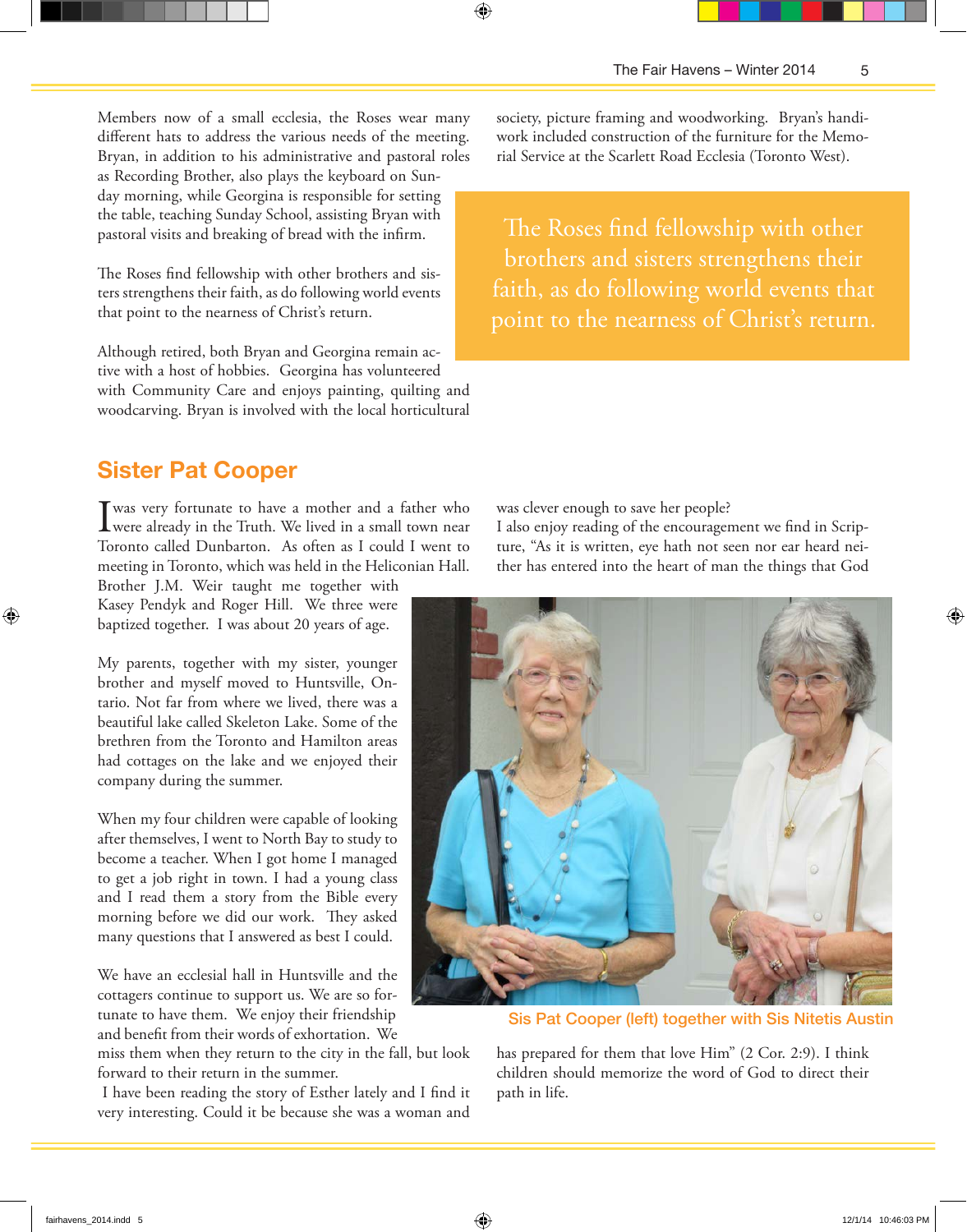Members now of a small ecclesia, the Roses wear many different hats to address the various needs of the meeting. Bryan, in addition to his administrative and pastoral roles as Recording Brother, also plays the keyboard on Sunday morning, while Georgina is responsible for setting the table, teaching Sunday School, assisting Bryan with pastoral visits and breaking of bread with the infirm.

The Roses find fellowship with other brothers and sisters strengthens their faith, as do following world events that point to the nearness of Christ's return.

Although retired, both Bryan and Georgina remain active with a host of hobbies. Georgina has volunteered with Community Care and enjoys painting, quilting and woodcarving. Bryan is involved with the local horticultural society, picture framing and woodworking. Bryan's handiwork included construction of the furniture for the Memorial Service at the Scarlett Road Ecclesia (Toronto West).

> The Roses find fellowship with other brothers and sisters strengthens their faith, as do following world events that point to the nearness of Christ's return.

## Sister Pat Cooper

I was very fortunate to have a mother and a father who were already in the Truth. We lived in a small town near Toronto called Dunbarton. As often as I could I went to meeting in Toronto, which was held in the Heliconian Hall. Brother J.M. Weir taught me together with Kasey Pendyk and Roger Hill. We three were baptized together. I was about 20 years of age.

My parents, together with my sister, younger brother and myself moved to Huntsville, Ontario. Not far from where we lived, there was a beautiful lake called Skeleton Lake. Some of the brethren from the Toronto and Hamilton areas had cottages on the lake and we enjoyed their company during the summer.

When my four children were capable of looking after themselves, I went to North Bay to study to become a teacher. When I got home I managed to get a job right in town. I had a young class and I read them a story from the Bible every morning before we did our work. They asked many questions that I answered as best I could.

We have an ecclesial hall in Huntsville and the cottagers continue to support us. We are so fortunate to have them. We enjoy their friendship and benefit from their words of exhortation. We miss them when they return to the city in the fall, but look forward to their return in the summer.

I have been reading the story of Esther lately and I find it very interesting. Could it be because she was a woman and was clever enough to save her people?

I also enjoy reading of the encouragement we find in Scripture, "As it is written, eye hath not seen nor ear heard neither has entered into the heart of man the things that God has prepared for them that love Him" (2 Cor. 2:9). I think children should memorize the word of God to direct their path in life.

Sis Pat Cooper (left) together with Sis Nitetis Austin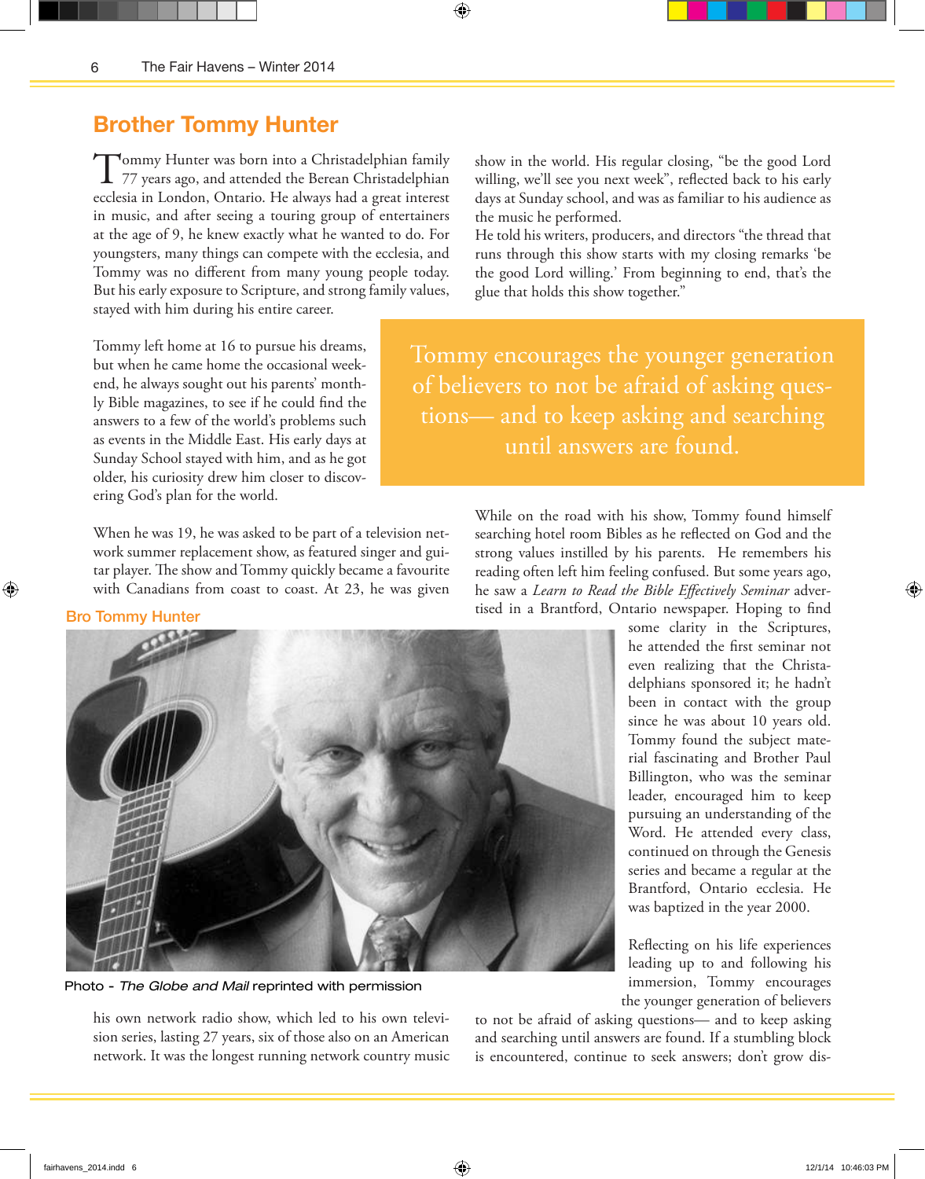# Brother Tommy Hunter

Tommy Hunter was born into a Christadelphian family 77 years ago, and attended the Berean Christadelphian ecclesia in London, Ontario. He always had a great interest in music, and after seeing a touring group of entertainers at the age of 9, he knew exactly what he wanted to do. For youngsters, many things can compete with the ecclesia, and Tommy was no different from many young people today. But his early exposure to Scripture, and strong family values, stayed with him during his entire career.

Tommy left home at 16 to pursue his dreams, but when he came home the occasional weekend, he always sought out his parents' monthly Bible magazines, to see if he could find the answers to a few of the world's problems such as events in the Middle East. His early days at Sunday School stayed with him, and as he got older, his curiosity drew him closer to discovering God's plan for the world.

When he was 19, he was asked to be part of a television network summer replacement show, as featured singer and guitar player. The show and Tommy quickly became a favourite with Canadians from coast to coast. At 23, he was given his own network radio show, which led to his own television series, lasting 27 years, six of those also on an American network. It was the longest running network country music show in the world. His regular closing, "be the good Lord willing, we'll see you next week", reflected back to his early days at Sunday school, and was as familiar to his audience as the music he performed.

He told his writers, producers, and directors "the thread that runs through this show starts with my closing remarks 'be the good Lord willing.' From beginning to end, that's the glue that holds this show together."

> Tommy encourages the younger generation of believers to not be afraid of asking questions— and to keep asking and searching until answers are found.

**Bro Tommy Hunter**

Photo - *The Globe and Mail* reprinted with permission

While on the road with his show, Tommy found himself searching hotel room Bibles as he reflected on God and the strong values instilled by his parents. He remembers his reading often left him feeling confused. But some years ago, he saw a *Learn to Read the Bible Effectively Seminar* advertised in a Brantford, Ontario newspaper. Hoping to find some clarity in the Scriptures, he attended the first seminar not even realizing that the Christadelphians sponsored it; he hadn't been in contact with the group since he was about 10 years old. Tommy found the subject material fascinating and Brother Paul Billington, who was the seminar leader, encouraged him to keep pursuing an understanding of the Word. He attended every class, continued on through the Genesis series and became a regular at the Brantford, Ontario ecclesia. He was baptized in the year 2000.

Reflecting on his life experiences leading up to and following his immersion, Tommy encourages the younger generation of believers to not be afraid of asking questions— and to keep asking and searching until answers are found. If a stumbling block is encountered, continue to seek answers; don't grow dis-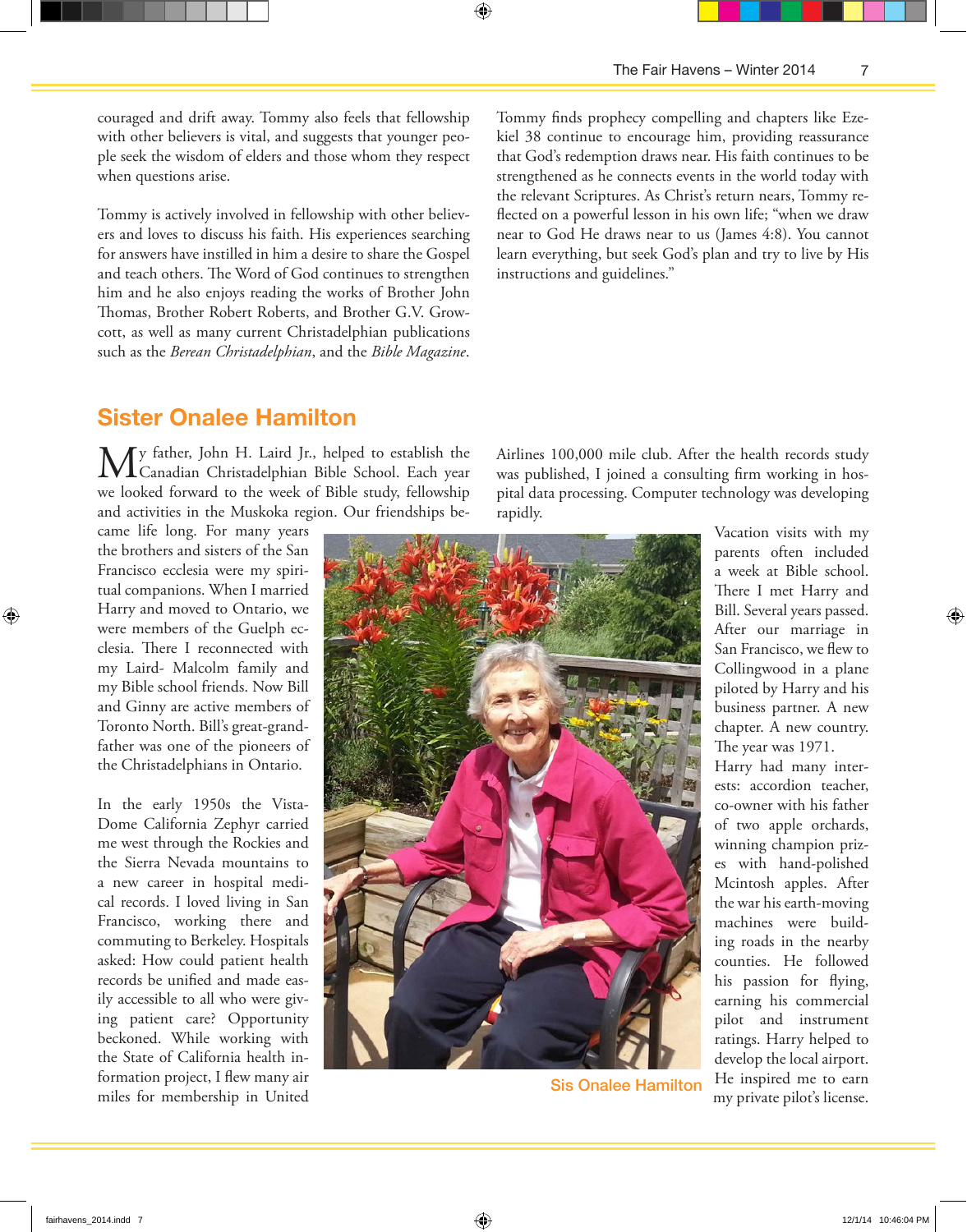couraged and drift away. Tommy also feels that fellowship with other believers is vital, and suggests that younger people seek the wisdom of elders and those whom they respect when questions arise.

Tommy is actively involved in fellowship with other believers and loves to discuss his faith. His experiences searching for answers have instilled in him a desire to share the Gospel and teach others. The Word of God continues to strengthen him and he also enjoys reading the works of Brother John Thomas, Brother Robert Roberts, and Brother G.V. Growcott, as well as many current Christadelphian publications such as the *Berean Christadelphian*, and the *Bible Magazine*.

Tommy finds prophecy compelling and chapters like Ezekiel 38 continue to encourage him, providing reassurance that God's redemption draws near. His faith continues to be strengthened as he connects events in the world today with the relevant Scriptures. As Christ's return nears, Tommy reflected on a powerful lesson in his own life; "when we draw near to God He draws near to us (James 4:8). You cannot learn everything, but seek God's plan and try to live by His instructions and guidelines."

## Sister Onalee Hamilton

My father, John H. Laird Jr., helped to establish the Canadian Christadelphian Bible School. Each year we looked forward to the week of Bible study, fellowship and activities in the Muskoka region. Our friendships became life long. For many years the brothers and sisters of the San Francisco ecclesia were my spiritual companions. When I married Harry and moved to Ontario, we were members of the Guelph ecclesia. There I reconnected with my Laird- Malcolm family and my Bible school friends. Now Bill and Ginny are active members of Toronto North. Bill's great-grandfather was one of the pioneers of the Christadelphians in Ontario.

In the early 1950s the Vista-Dome California Zephyr carried me west through the Rockies and the Sierra Nevada mountains to a new career in hospital medical records. I loved living in San Francisco, working there and commuting to Berkeley. Hospitals asked: How could patient health records be unified and made easily accessible to all who were giving patient care? Opportunity beckoned. While working with the State of California health information project, I flew many air miles for membership in United Airlines 100,000 mile club. After the health records study was published, I joined a consulting firm working in hospital data processing. Computer technology was developing rapidly.

Sis Onalee Hamilton

Vacation visits with my parents often included a week at Bible school. There I met Harry and Bill. Several years passed. After our marriage in San Francisco, we flew to Collingwood in a plane piloted by Harry and his business partner. A new chapter. A new country. The year was 1971.

Harry had many interests: accordion teacher, co-owner with his father of two apple orchards, winning champion prizes with hand-polished Mcintosh apples. After the war his earth-moving machines were building roads in the nearby counties. He followed his passion for flying, earning his commercial pilot and instrument ratings. Harry helped to develop the local airport. He inspired me to earn my private pilot's license.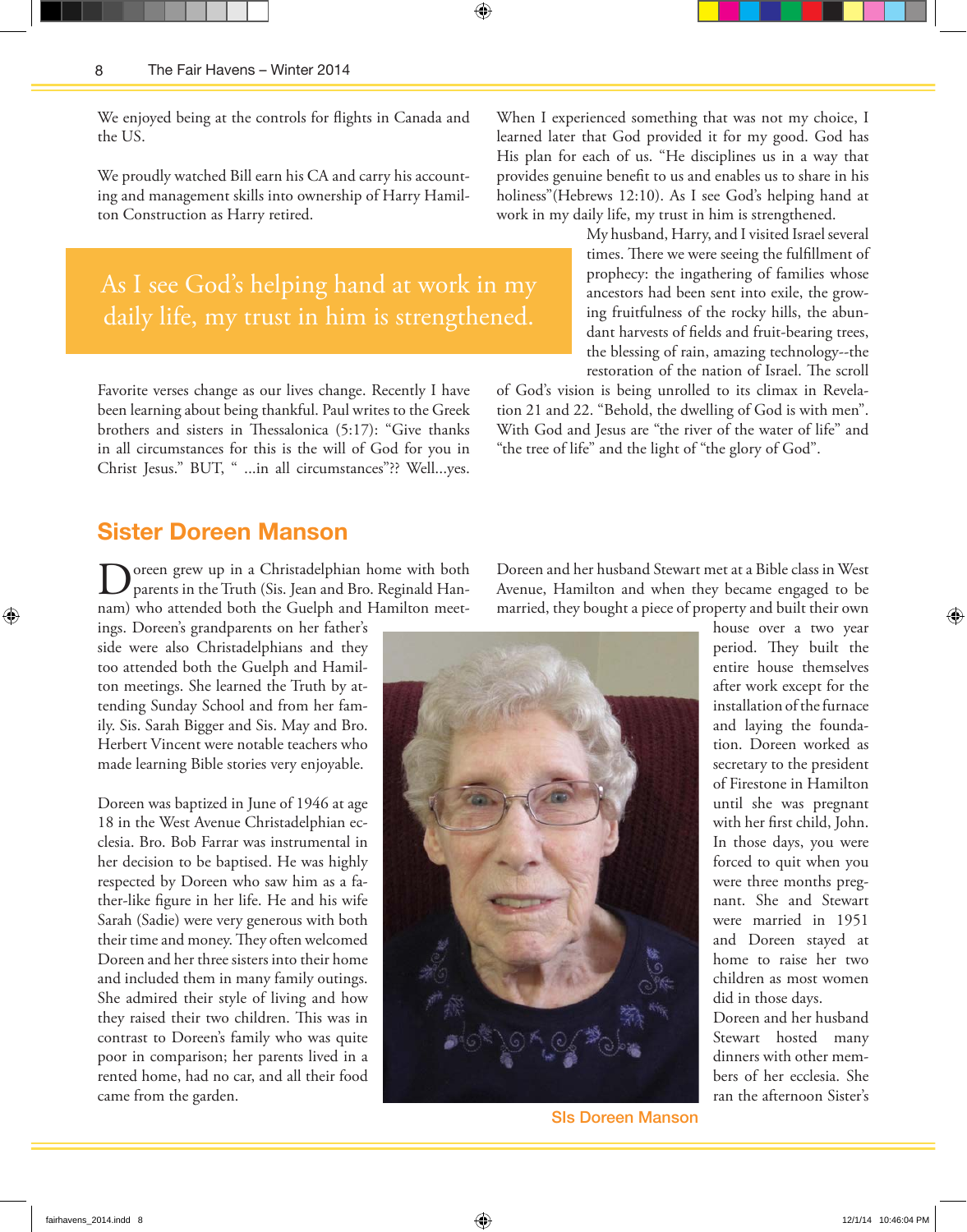We enjoyed being at the controls for flights in Canada and the US.

We proudly watched Bill earn his CA and carry his accounting and management skills into ownership of Harry Hamilton Construction as Harry retired.

> As I see God's helping hand at work in my daily life, my trust in him is strengthened.

Favorite verses change as our lives change. Recently I have been learning about being thankful. Paul writes to the Greek brothers and sisters in Thessalonica (5:17): "Give thanks in all circumstances for this is the will of God for you in Christ Jesus." BUT, " ...in all circumstances"?? Well...yes.

When I experienced something that was not my choice, I learned later that God provided it for my good. God has His plan for each of us. "He disciplines us in a way that provides genuine benefit to us and enables us to share in his holiness"(Hebrews 12:10). As I see God's helping hand at work in my daily life, my trust in him is strengthened.

My husband, Harry, and I visited Israel several times. There we were seeing the fulfillment of prophecy: the ingathering of families whose ancestors had been sent into exile, the growing fruitfulness of the rocky hills, the abundant harvests of fields and fruit-bearing trees, the blessing of rain, amazing technology--the restoration of the nation of Israel. The scroll of God's vision is being unrolled to its climax in Revelation 21 and 22. "Behold, the dwelling of God is with men". With God and Jesus are "the river of the water of life" and "the tree of life" and the light of "the glory of God".

## Sister Doreen Manson

Doreen grew up in a Christadelphian home with both parents in the Truth (Sis. Jean and Bro. Reginald Hannam) who attended both the Guelph and Hamilton meetings. Doreen's grandparents on her father's side were also Christadelphians and they too attended both the Guelph and Hamilton meetings. She learned the Truth by attending Sunday School and from her family. Sis. Sarah Bigger and Sis. May and Bro. Herbert Vincent were notable teachers who made learning Bible stories very enjoyable.

Doreen was baptized in June of 1946 at age 18 in the West Avenue Christadelphian ecclesia. Bro. Bob Farrar was instrumental in her decision to be baptised. He was highly respected by Doreen who saw him as a father-like figure in her life. He and his wife Sarah (Sadie) were very generous with both their time and money. They often welcomed Doreen and her three sisters into their home and included them in many family outings. She admired their style of living and how they raised their two children. This was in contrast to Doreen's family who was quite poor in comparison; her parents lived in a rented home, had no car, and all their food came from the garden.

Sis Doreen Manson

Doreen and her husband Stewart met at a Bible class in West Avenue, Hamilton and when they became engaged to be married, they bought a piece of property and built their own house over a two year period. They built the entire house themselves after work except for the installation of the furnace and laying the foundation. Doreen worked as secretary to the president of Firestone in Hamilton until she was pregnant with her first child, John. In those days, you were forced to quit when you were three months pregnant. She and Stewart were married in 1951 and Doreen stayed at home to raise her two children as most women did in those days. Doreen and her husband Stewart hosted many dinners with other members of her ecclesia. She ran the afternoon Sister's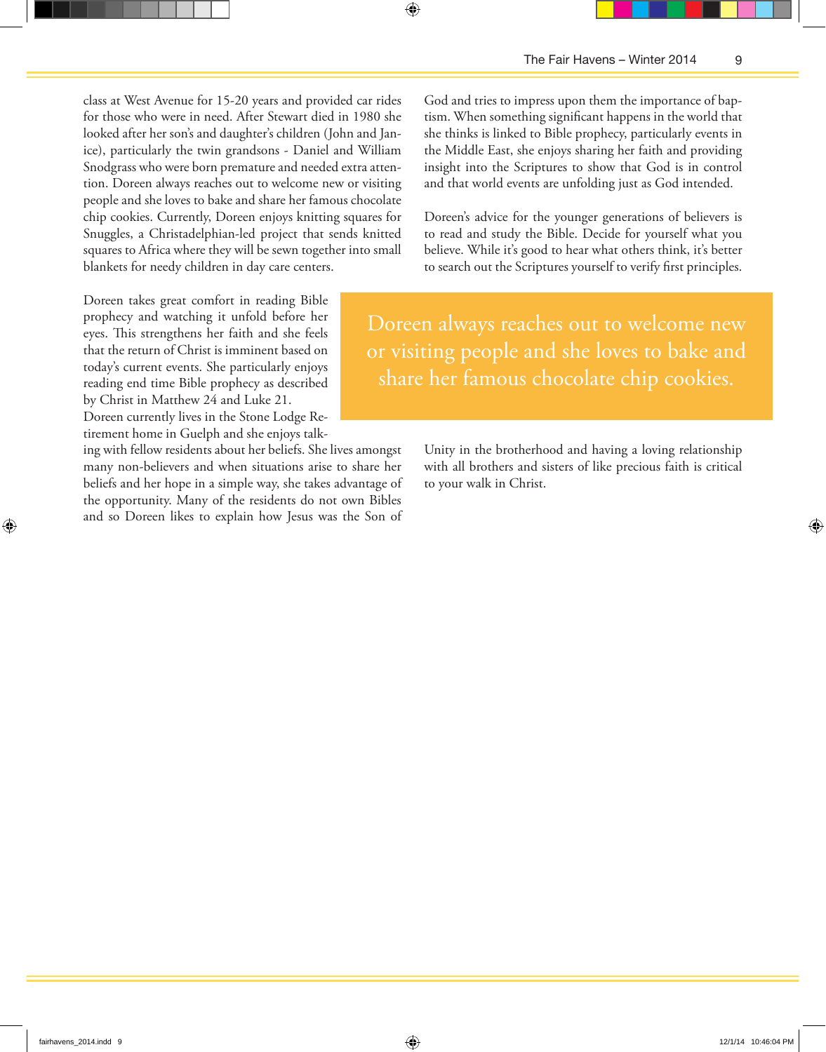class at West Avenue for 15-20 years and provided car rides for those who were in need. After Stewart died in 1980 she looked after her son's and daughter's children (John and Janice), particularly the twin grandsons - Daniel and William Snodgrass who were born premature and needed extra attention. Doreen always reaches out to welcome new or visiting people and she loves to bake and share her famous chocolate chip cookies. Currently, Doreen enjoys knitting squares for Snuggles, a Christadelphian-led project that sends knitted squares to Africa where they will be sewn together into small blankets for needy children in day care centers.

Doreen takes great comfort in reading Bible prophecy and watching it unfold before her eyes. This strengthens her faith and she feels that the return of Christ is imminent based on today's current events. She particularly enjoys reading end time Bible prophecy as described by Christ in Matthew 24 and Luke 21.
Doreen currently lives in the Stone Lodge Retirement home in Guelph and she enjoys talking with fellow residents about her beliefs. She lives amongst many non-believers and when situations arise to share her beliefs and her hope in a simple way, she takes advantage of the opportunity. Many of the residents do not own Bibles and so Doreen likes to explain how Jesus was the Son of God and tries to impress upon them the importance of baptism. When something significant happens in the world that she thinks is linked to Bible prophecy, particularly events in the Middle East, she enjoys sharing her faith and providing insight into the Scriptures to show that God is in control and that world events are unfolding just as God intended.

Doreen's advice for the younger generations of believers is to read and study the Bible. Decide for yourself what you believe. While it's good to hear what others think, it's better to search out the Scriptures yourself to verify first principles.

> Doreen always reaches out to welcome new or visiting people and she loves to bake and share her famous chocolate chip cookies.

Unity in the brotherhood and having a loving relationship with all brothers and sisters of like precious faith is critical to your walk in Christ.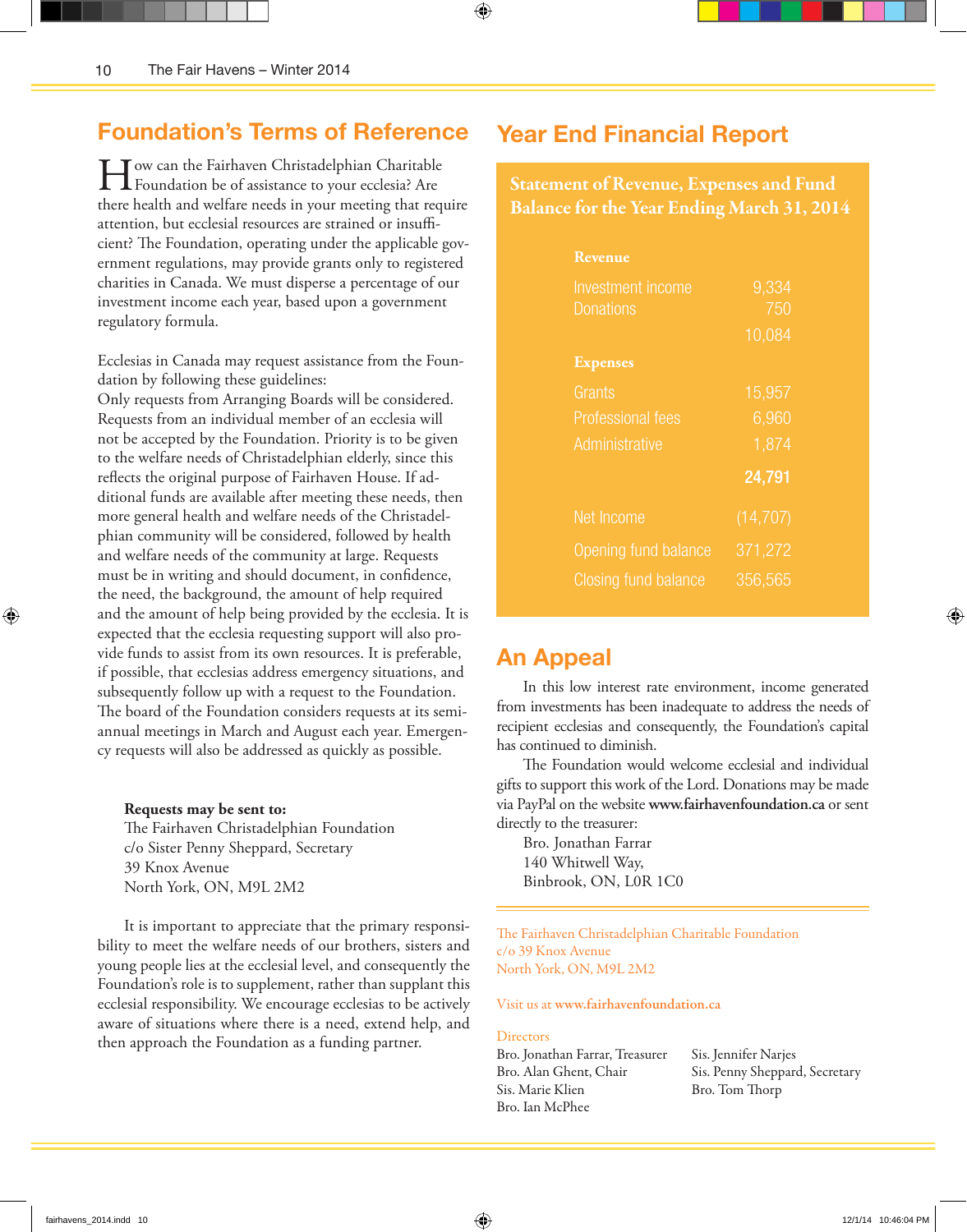## Foundation's Terms of Reference

How can the Fairhaven Christadelphian Charitable Foundation be of assistance to your ecclesia? Are there health and welfare needs in your meeting that require attention, but ecclesial resources are strained or insufficient? The Foundation, operating under the applicable government regulations, may provide grants only to registered charities in Canada. We must disperse a percentage of our investment income each year, based upon a government regulatory formula.

Ecclesias in Canada may request assistance from the Foundation by following these guidelines:
Only requests from Arranging Boards will be considered. Requests from an individual member of an ecclesia will not be accepted by the Foundation. Priority is to be given to the welfare needs of Christadelphian elderly, since this reflects the original purpose of Fairhaven House. If additional funds are available after meeting these needs, then more general health and welfare needs of the Christadelphian community will be considered, followed by health and welfare needs of the community at large. Requests must be in writing and should document, in confidence, the need, the background, the amount of help required and the amount of help being provided by the ecclesia. It is expected that the ecclesia requesting support will also provide funds to assist from its own resources. It is preferable, if possible, that ecclesias address emergency situations, and subsequently follow up with a request to the Foundation. The board of the Foundation considers requests at its semi-annual meetings in March and August each year. Emergency requests will also be addressed as quickly as possible.

**Requests may be sent to:**
The Fairhaven Christadelphian Foundation
c/o Sister Penny Sheppard, Secretary
39 Knox Avenue
North York, ON, M9L 2M2

It is important to appreciate that the primary responsibility to meet the welfare needs of our brothers, sisters and young people lies at the ecclesial level, and consequently the Foundation's role is to supplement, rather than supplant this ecclesial responsibility. We encourage ecclesias to be actively aware of situations where there is a need, extend help, and then approach the Foundation as a funding partner.

## Year End Financial Report

**Statement of Revenue, Expenses and Fund Balance for the Year Ending March 31, 2014**

| | |
|---|---|
| **Revenue** | |
| Investment income | 9,334 |
| Donations | 750 |
| | 10,084 |
| **Expenses** | |
| Grants | 15,957 |
| Professional fees | 6,960 |
| Administrative | 1,874 |
| | **24,791** |
| Net Income | (14,707) |
| Opening fund balance | 371,272 |
| Closing fund balance | 356,565 |

## An Appeal

In this low interest rate environment, income generated from investments has been inadequate to address the needs of recipient ecclesias and consequently, the Foundation's capital has continued to diminish.

The Foundation would welcome ecclesial and individual gifts to support this work of the Lord. Donations may be made via PayPal on the website **www.fairhavenfoundation.ca** or sent directly to the treasurer:

Bro. Jonathan Farrar
140 Whitwell Way,
Binbrook, ON, L0R 1C0

The Fairhaven Christadelphian Charitable Foundation
c/o 39 Knox Avenue
North York, ON, M9L 2M2

Visit us at **www.fairhavenfoundation.ca**

Directors
Bro. Jonathan Farrar, Treasurer
Bro. Alan Ghent, Chair
Sis. Marie Klien
Bro. Ian McPhee
Sis. Jennifer Narjes
Sis. Penny Sheppard, Secretary
Bro. Tom Thorp